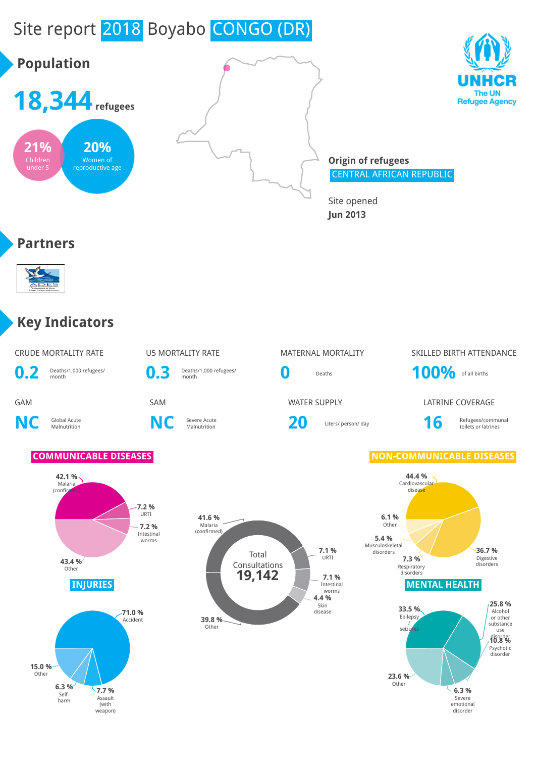# Site report 2018 Boyabo CONGO (DR)

UNHCR
The UN Refugee Agency

## Population

**18,344** refugees

- **21%** Children under 5
- **20%** Women of reproductive age

**Origin of refugees**
CENTRAL AFRICAN REPUBLIC

Site opened
**Jun 2013**

## Partners

## Key Indicators

| Indicator | Value | Unit |
|---|---|---|
| CRUDE MORTALITY RATE | 0.2 | Deaths/1,000 refugees/ month |
| U5 MORTALITY RATE | 0.3 | Deaths/1,000 refugees/ month |
| MATERNAL MORTALITY | 0 | Deaths |
| SKILLED BIRTH ATTENDANCE | 100% | of all births |
| GAM | NC | Global Acute Malnutrition |
| SAM | NC | Severe Acute Malnutrition |
| WATER SUPPLY | 20 | Liters/ person/ day |
| LATRINE COVERAGE | 16 | Refugees/communal toilets or latrines |

### COMMUNICABLE DISEASES

- 42.1 % Malaria (confirmed)
- 7.2 % URTI
- 7.2 % Intestinal worms
- 43.4 % Other

### Total Consultations 19,142

- 41.6 % Malaria (confirmed)
- 7.1 % URTI
- 7.1 % Intestinal worms
- 4.4 % Skin disease
- 39.8 % Other

### NON-COMMUNICABLE DISEASES

- 44.4 % Cardiovascular disease
- 36.7 % Digestive disorders
- 7.3 % Respiratory disorders
- 5.4 % Musculoskeletal disorders
- 6.1 % Other

### INJURIES

- 71.0 % Accident
- 7.7 % Assault (with weapon)
- 6.3 % Self-harm
- 15.0 % Other

### MENTAL HEALTH

- 33.5 % Epilepsy / seizures
- 25.8 % Alcohol or other substance use disorder
- 10.8 % Psychotic disorder
- 6.3 % Severe emotional disorder
- 23.6 % Other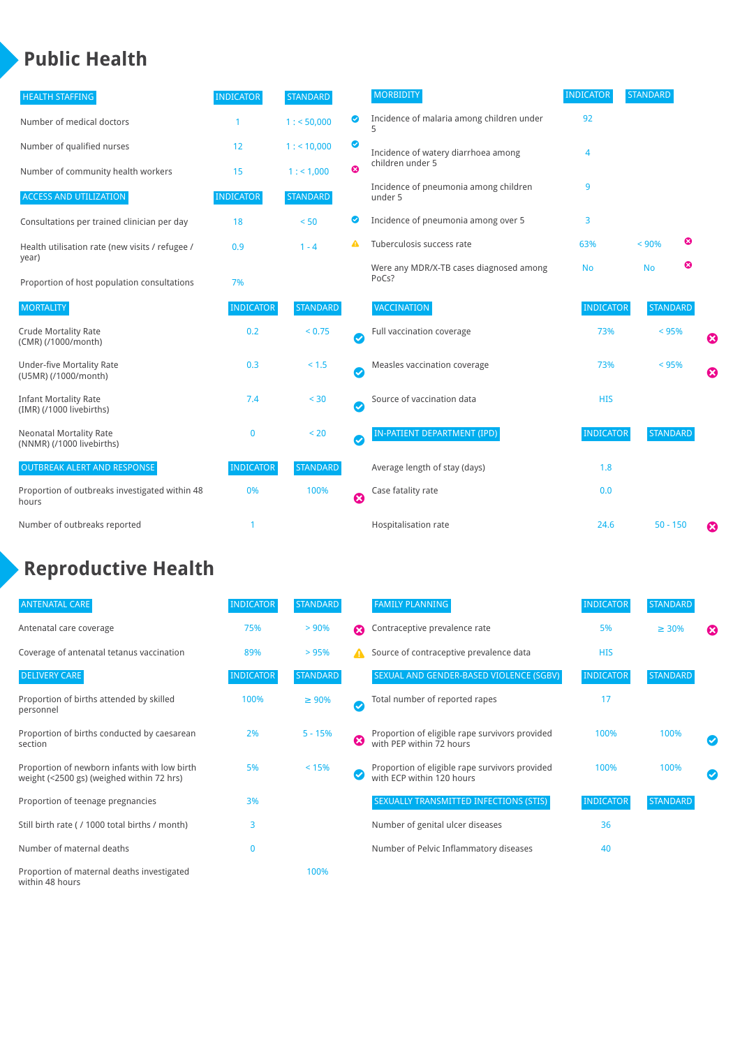# Public Health

| HEALTH STAFFING | INDICATOR | STANDARD | |
|---|---|---|---|
| Number of medical doctors | 1 | 1 : < 50,000 | ✔ |
| Number of qualified nurses | 12 | 1 : < 10,000 | ✔ |
| Number of community health workers | 15 | 1 : < 1,000 | ✖ |

| ACCESS AND UTILIZATION | INDICATOR | STANDARD | |
|---|---|---|---|
| Consultations per trained clinician per day | 18 | < 50 | ✔ |
| Health utilisation rate (new visits / refugee / year) | 0.9 | 1 - 4 | ⚠ |
| Proportion of host population consultations | 7% | | |

| MORTALITY | INDICATOR | STANDARD | |
|---|---|---|---|
| Crude Mortality Rate (CMR) (/1000/month) | 0.2 | < 0.75 | ✔ |
| Under-five Mortality Rate (U5MR) (/1000/month) | 0.3 | < 1.5 | ✔ |
| Infant Mortality Rate (IMR) (/1000 livebirths) | 7.4 | < 30 | ✔ |
| Neonatal Mortality Rate (NNMR) (/1000 livebirths) | 0 | < 20 | ✔ |

| OUTBREAK ALERT AND RESPONSE | INDICATOR | STANDARD | |
|---|---|---|---|
| Proportion of outbreaks investigated within 48 hours | 0% | 100% | ✖ |
| Number of outbreaks reported | 1 | | |

| MORBIDITY | INDICATOR | STANDARD | |
|---|---|---|---|
| Incidence of malaria among children under 5 | 92 | | |
| Incidence of watery diarrhoea among children under 5 | 4 | | |
| Incidence of pneumonia among children under 5 | 9 | | |
| Incidence of pneumonia among over 5 | 3 | | |
| Tuberculosis success rate | 63% | < 90% | ✖ |
| Were any MDR/X-TB cases diagnosed among PoCs? | No | No | ✖ |

| VACCINATION | INDICATOR | STANDARD | |
|---|---|---|---|
| Full vaccination coverage | 73% | < 95% | ✖ |
| Measles vaccination coverage | 73% | < 95% | ✖ |
| Source of vaccination data | HIS | | |

| IN-PATIENT DEPARTMENT (IPD) | INDICATOR | STANDARD | |
|---|---|---|---|
| Average length of stay (days) | 1.8 | | |
| Case fatality rate | 0.0 | | |
| Hospitalisation rate | 24.6 | 50 - 150 | ✖ |

# Reproductive Health

| ANTENATAL CARE | INDICATOR | STANDARD | |
|---|---|---|---|
| Antenatal care coverage | 75% | > 90% | ✖ |
| Coverage of antenatal tetanus vaccination | 89% | > 95% | ⚠ |

| DELIVERY CARE | INDICATOR | STANDARD | |
|---|---|---|---|
| Proportion of births attended by skilled personnel | 100% | ≥ 90% | ✔ |
| Proportion of births conducted by caesarean section | 2% | 5 - 15% | ✖ |
| Proportion of newborn infants with low birth weight (<2500 gs) (weighed within 72 hrs) | 5% | < 15% | ✔ |
| Proportion of teenage pregnancies | 3% | | |
| Still birth rate ( / 1000 total births / month) | 3 | | |
| Number of maternal deaths | 0 | | |
| Proportion of maternal deaths investigated within 48 hours | | 100% | |

| FAMILY PLANNING | INDICATOR | STANDARD | |
|---|---|---|---|
| Contraceptive prevalence rate | 5% | ≥ 30% | ✖ |
| Source of contraceptive prevalence data | HIS | | |

| SEXUAL AND GENDER-BASED VIOLENCE (SGBV) | INDICATOR | STANDARD | |
|---|---|---|---|
| Total number of reported rapes | 17 | | |
| Proportion of eligible rape survivors provided with PEP within 72 hours | 100% | 100% | ✔ |
| Proportion of eligible rape survivors provided with ECP within 120 hours | 100% | 100% | ✔ |

| SEXUALLY TRANSMITTED INFECTIONS (STIS) | INDICATOR | STANDARD |
|---|---|---|
| Number of genital ulcer diseases | 36 | |
| Number of Pelvic Inflammatory diseases | 40 | |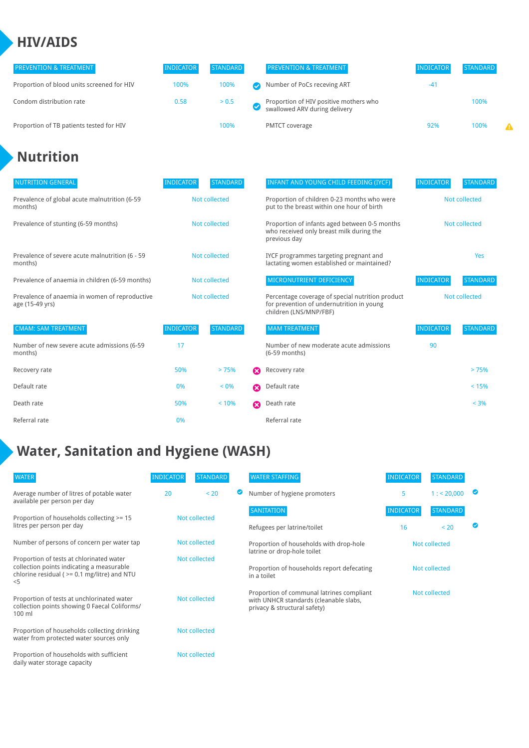# HIV/AIDS

| PREVENTION & TREATMENT | INDICATOR | STANDARD |
|---|---|---|
| Proportion of blood units screened for HIV | 100% | 100% |
| Condom distribution rate | 0.58 | > 0.5 |
| Proportion of TB patients tested for HIV | | 100% |

| PREVENTION & TREATMENT | INDICATOR | STANDARD |
|---|---|---|
| Number of PoCs receving ART | -41 | |
| Proportion of HIV positive mothers who swallowed ARV during delivery | | 100% |
| PMTCT coverage | 92% | 100% |

# Nutrition

| NUTRITION GENERAL | INDICATOR | STANDARD |
|---|---|---|
| Prevalence of global acute malnutrition (6-59 months) | Not collected | |
| Prevalence of stunting (6-59 months) | Not collected | |
| Prevalence of severe acute malnutrition (6 - 59 months) | Not collected | |
| Prevalence of anaemia in children (6-59 months) | Not collected | |
| Prevalence of anaemia in women of reproductive age (15-49 yrs) | Not collected | |

| INFANT AND YOUNG CHILD FEEDING (IYCF) | INDICATOR | STANDARD |
|---|---|---|
| Proportion of children 0-23 months who were put to the breast within one hour of birth | Not collected | |
| Proportion of infants aged between 0-5 months who received only breast milk during the previous day | Not collected | |
| IYCF programmes targeting pregnant and lactating women established or maintained? | | Yes |

| MICRONUTRIENT DEFICIENCY | INDICATOR | STANDARD |
|---|---|---|
| Percentage coverage of special nutrition product for prevention of undernutrition in young children (LNS/MNP/FBF) | Not collected | |

| CMAM: SAM TREATMENT | INDICATOR | STANDARD |
|---|---|---|
| Number of new severe acute admissions (6-59 months) | 17 | |
| Recovery rate | 50% | > 75% |
| Default rate | 0% | < 0% |
| Death rate | 50% | < 10% |
| Referral rate | 0% | |

| MAM TREATMENT | INDICATOR | STANDARD |
|---|---|---|
| Number of new moderate acute admissions (6-59 months) | 90 | |
| Recovery rate | | > 75% |
| Default rate | | < 15% |
| Death rate | | < 3% |
| Referral rate | | |

# Water, Sanitation and Hygiene (WASH)

| WATER | INDICATOR | STANDARD |
|---|---|---|
| Average number of litres of potable water available per person per day | 20 | < 20 |
| Proportion of households collecting >= 15 litres per person per day | Not collected | |
| Number of persons of concern per water tap | Not collected | |
| Proportion of tests at chlorinated water collection points indicating a measurable chlorine residual ( >= 0.1 mg/litre) and NTU <5 | Not collected | |
| Proportion of tests at unchlorinated water collection points showing 0 Faecal Coliforms/ 100 ml | Not collected | |
| Proportion of households collecting drinking water from protected water sources only | Not collected | |
| Proportion of households with sufficient daily water storage capacity | Not collected | |

| WATER STAFFING | INDICATOR | STANDARD |
|---|---|---|
| Number of hygiene promoters | 5 | 1 : < 20,000 |

| SANITATION | INDICATOR | STANDARD |
|---|---|---|
| Refugees per latrine/toilet | 16 | < 20 |
| Proportion of households with drop-hole latrine or drop-hole toilet | Not collected | |
| Proportion of households report defecating in a toilet | Not collected | |
| Proportion of communal latrines compliant with UNHCR standards (cleanable slabs, privacy & structural safety) | Not collected | |